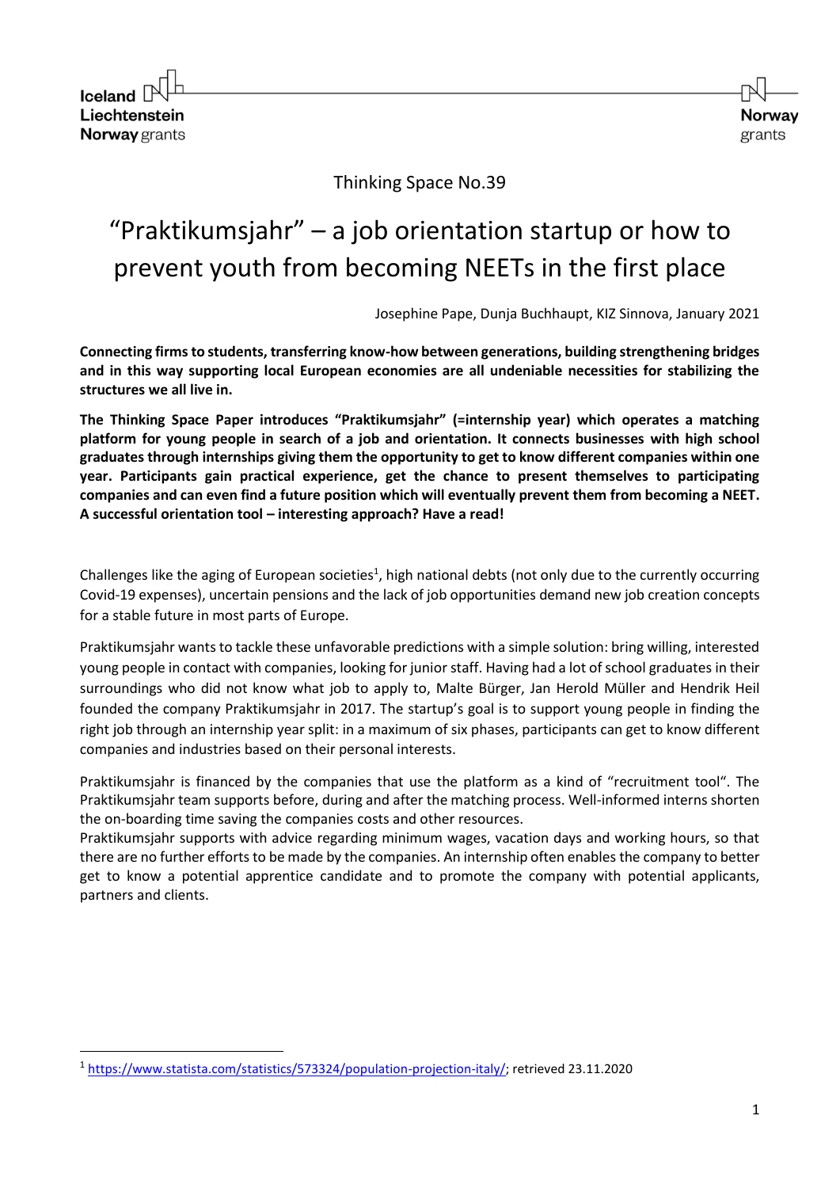Thinking Space No.39

# “Praktikumsjahr” – a job orientation startup or how to prevent youth from becoming NEETs in the first place

Josephine Pape, Dunja Buchhaupt, KIZ Sinnova, January 2021

**Connecting firms to students, transferring know-how between generations, building strengthening bridges and in this way supporting local European economies are all undeniable necessities for stabilizing the structures we all live in.**

**The Thinking Space Paper introduces “Praktikumsjahr” (=internship year) which operates a matching platform for young people in search of a job and orientation. It connects businesses with high school graduates through internships giving them the opportunity to get to know different companies within one year. Participants gain practical experience, get the chance to present themselves to participating companies and can even find a future position which will eventually prevent them from becoming a NEET. A successful orientation tool – interesting approach? Have a read!**

Challenges like the aging of European societies[1], high national debts (not only due to the currently occurring Covid-19 expenses), uncertain pensions and the lack of job opportunities demand new job creation concepts for a stable future in most parts of Europe.

Praktikumsjahr wants to tackle these unfavorable predictions with a simple solution: bring willing, interested young people in contact with companies, looking for junior staff. Having had a lot of school graduates in their surroundings who did not know what job to apply to, Malte Bürger, Jan Herold Müller and Hendrik Heil founded the company Praktikumsjahr in 2017. The startup’s goal is to support young people in finding the right job through an internship year split: in a maximum of six phases, participants can get to know different companies and industries based on their personal interests.

Praktikumsjahr is financed by the companies that use the platform as a kind of “recruitment tool“. The Praktikumsjahr team supports before, during and after the matching process. Well-informed interns shorten the on-boarding time saving the companies costs and other resources.
Praktikumsjahr supports with advice regarding minimum wages, vacation days and working hours, so that there are no further efforts to be made by the companies. An internship often enables the company to better get to know a potential apprentice candidate and to promote the company with potential applicants, partners and clients.

[1] https://www.statista.com/statistics/573324/population-projection-italy/; retrieved 23.11.2020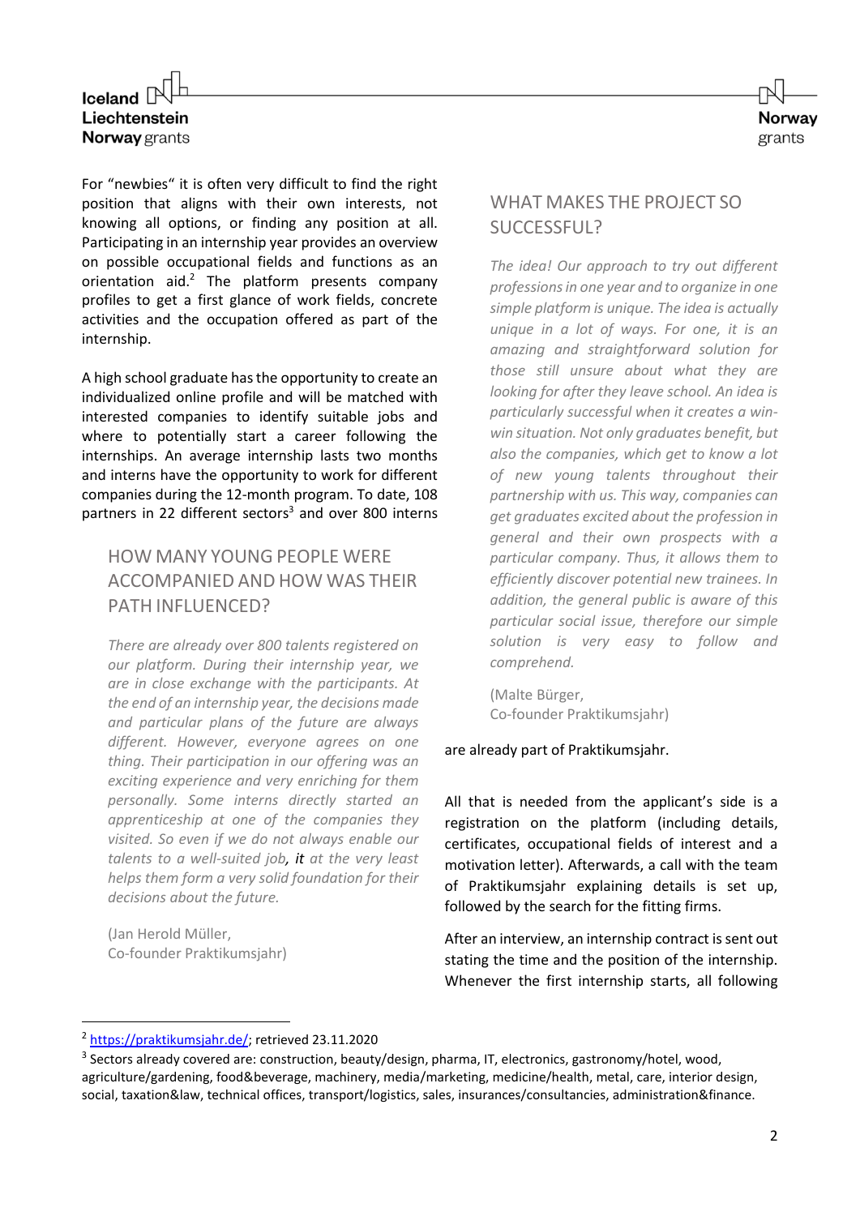For "newbies" it is often very difficult to find the right position that aligns with their own interests, not knowing all options, or finding any position at all. Participating in an internship year provides an overview on possible occupational fields and functions as an orientation aid.[2] The platform presents company profiles to get a first glance of work fields, concrete activities and the occupation offered as part of the internship.

A high school graduate has the opportunity to create an individualized online profile and will be matched with interested companies to identify suitable jobs and where to potentially start a career following the internships. An average internship lasts two months and interns have the opportunity to work for different companies during the 12-month program. To date, 108 partners in 22 different sectors[3] and over 800 interns are already part of Praktikumsjahr.

## HOW MANY YOUNG PEOPLE WERE ACCOMPANIED AND HOW WAS THEIR PATH INFLUENCED?

*There are already over 800 talents registered on our platform. During their internship year, we are in close exchange with the participants. At the end of an internship year, the decisions made and particular plans of the future are always different. However, everyone agrees on one thing. Their participation in our offering was an exciting experience and very enriching for them personally. Some interns directly started an apprenticeship at one of the companies they visited. So even if we do not always enable our talents to a well-suited job**, it** at the very least helps them form a very solid foundation for their decisions about the future.*

(Jan Herold Müller,
Co-founder Praktikumsjahr)

## WHAT MAKES THE PROJECT SO SUCCESSFUL?

*The idea! Our approach to try out different professions in one year and to organize in one simple platform is unique. The idea is actually unique in a lot of ways. For one, it is an amazing and straightforward solution for those still unsure about what they are looking for after they leave school. An idea is particularly successful when it creates a win-win situation. Not only graduates benefit, but also the companies, which get to know a lot of new young talents throughout their partnership with us. This way, companies can get graduates excited about the profession in general and their own prospects with a particular company. Thus, it allows them to efficiently discover potential new trainees. In addition, the general public is aware of this particular social issue, therefore our simple solution is very easy to follow and comprehend.*

(Malte Bürger,
Co-founder Praktikumsjahr)

All that is needed from the applicant's side is a registration on the platform (including details, certificates, occupational fields of interest and a motivation letter). Afterwards, a call with the team of Praktikumsjahr explaining details is set up, followed by the search for the fitting firms.

After an interview, an internship contract is sent out stating the time and the position of the internship. Whenever the first internship starts, all following

[2] https://praktikumsjahr.de/; retrieved 23.11.2020

[3] Sectors already covered are: construction, beauty/design, pharma, IT, electronics, gastronomy/hotel, wood, agriculture/gardening, food&beverage, machinery, media/marketing, medicine/health, metal, care, interior design, social, taxation&law, technical offices, transport/logistics, sales, insurances/consultancies, administration&finance.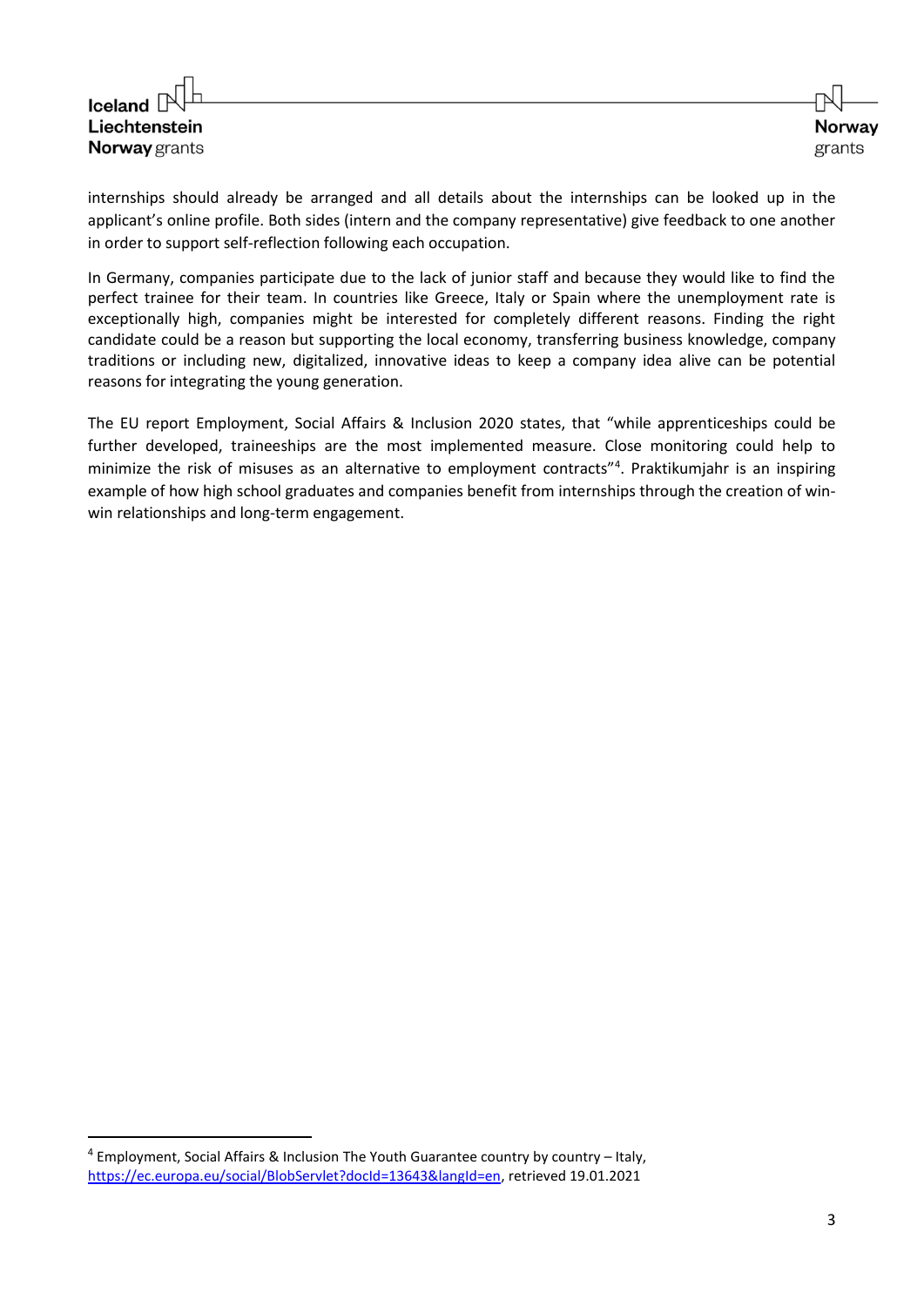internships should already be arranged and all details about the internships can be looked up in the applicant's online profile. Both sides (intern and the company representative) give feedback to one another in order to support self-reflection following each occupation.

In Germany, companies participate due to the lack of junior staff and because they would like to find the perfect trainee for their team. In countries like Greece, Italy or Spain where the unemployment rate is exceptionally high, companies might be interested for completely different reasons. Finding the right candidate could be a reason but supporting the local economy, transferring business knowledge, company traditions or including new, digitalized, innovative ideas to keep a company idea alive can be potential reasons for integrating the young generation.

The EU report Employment, Social Affairs & Inclusion 2020 states, that "while apprenticeships could be further developed, traineeships are the most implemented measure. Close monitoring could help to minimize the risk of misuses as an alternative to employment contracts"[4]. Praktikumjahr is an inspiring example of how high school graduates and companies benefit from internships through the creation of win-win relationships and long-term engagement.

---

[4] Employment, Social Affairs & Inclusion The Youth Guarantee country by country – Italy, https://ec.europa.eu/social/BlobServlet?docId=13643&langId=en, retrieved 19.01.2021